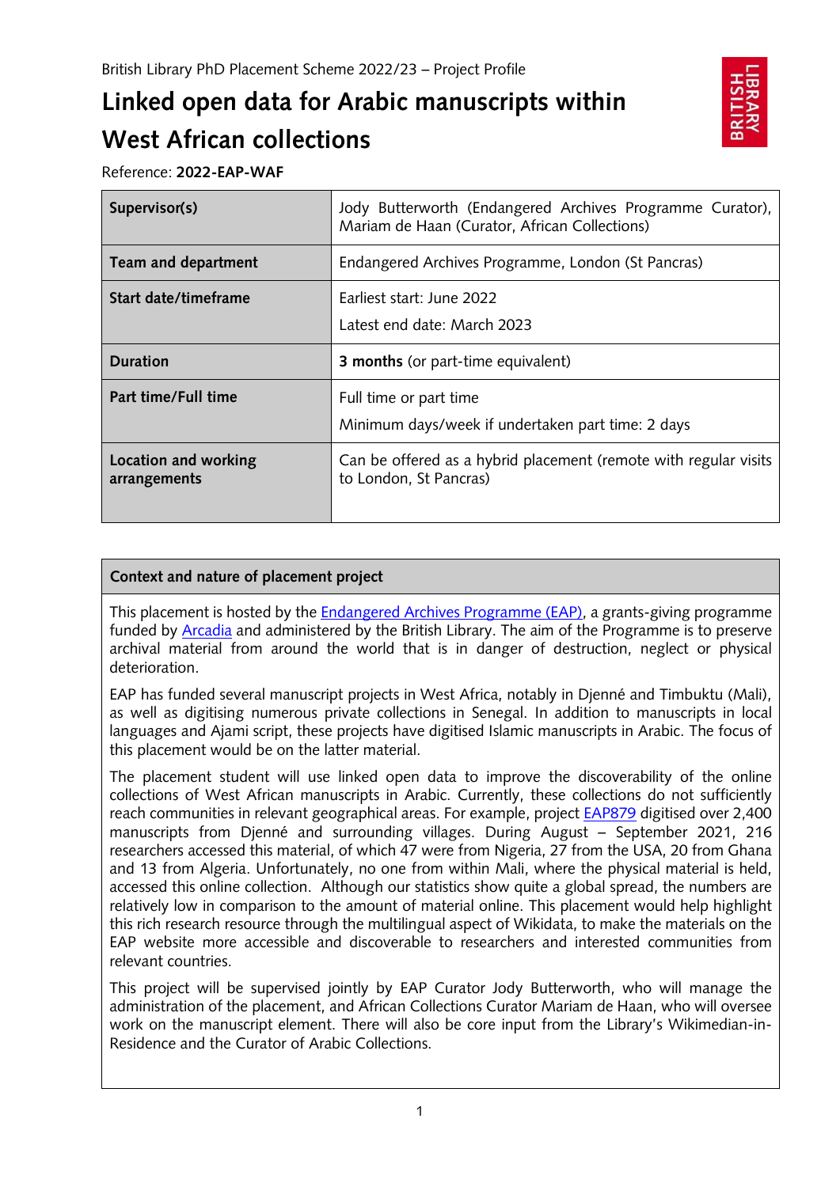British Library PhD Placement Scheme 2022/23 – Project Profile

# Linked open data for Arabic manuscripts within West African collections

Reference: **2022-EAP-WAF**

| | |
|---|---|
| **Supervisor(s)** | Jody Butterworth (Endangered Archives Programme Curator), Mariam de Haan (Curator, African Collections) |
| **Team and department** | Endangered Archives Programme, London (St Pancras) |
| **Start date/timeframe** | Earliest start: June 2022<br>Latest end date: March 2023 |
| **Duration** | **3 months** (or part-time equivalent) |
| **Part time/Full time** | Full time or part time<br>Minimum days/week if undertaken part time: 2 days |
| **Location and working arrangements** | Can be offered as a hybrid placement (remote with regular visits to London, St Pancras) |

## Context and nature of placement project

This placement is hosted by the Endangered Archives Programme (EAP), a grants-giving programme funded by Arcadia and administered by the British Library. The aim of the Programme is to preserve archival material from around the world that is in danger of destruction, neglect or physical deterioration.

EAP has funded several manuscript projects in West Africa, notably in Djenné and Timbuktu (Mali), as well as digitising numerous private collections in Senegal. In addition to manuscripts in local languages and Ajami script, these projects have digitised Islamic manuscripts in Arabic. The focus of this placement would be on the latter material.

The placement student will use linked open data to improve the discoverability of the online collections of West African manuscripts in Arabic. Currently, these collections do not sufficiently reach communities in relevant geographical areas. For example, project EAP879 digitised over 2,400 manuscripts from Djenné and surrounding villages. During August – September 2021, 216 researchers accessed this material, of which 47 were from Nigeria, 27 from the USA, 20 from Ghana and 13 from Algeria. Unfortunately, no one from within Mali, where the physical material is held, accessed this online collection. Although our statistics show quite a global spread, the numbers are relatively low in comparison to the amount of material online. This placement would help highlight this rich research resource through the multilingual aspect of Wikidata, to make the materials on the EAP website more accessible and discoverable to researchers and interested communities from relevant countries.

This project will be supervised jointly by EAP Curator Jody Butterworth, who will manage the administration of the placement, and African Collections Curator Mariam de Haan, who will oversee work on the manuscript element. There will also be core input from the Library's Wikimedian-in-Residence and the Curator of Arabic Collections.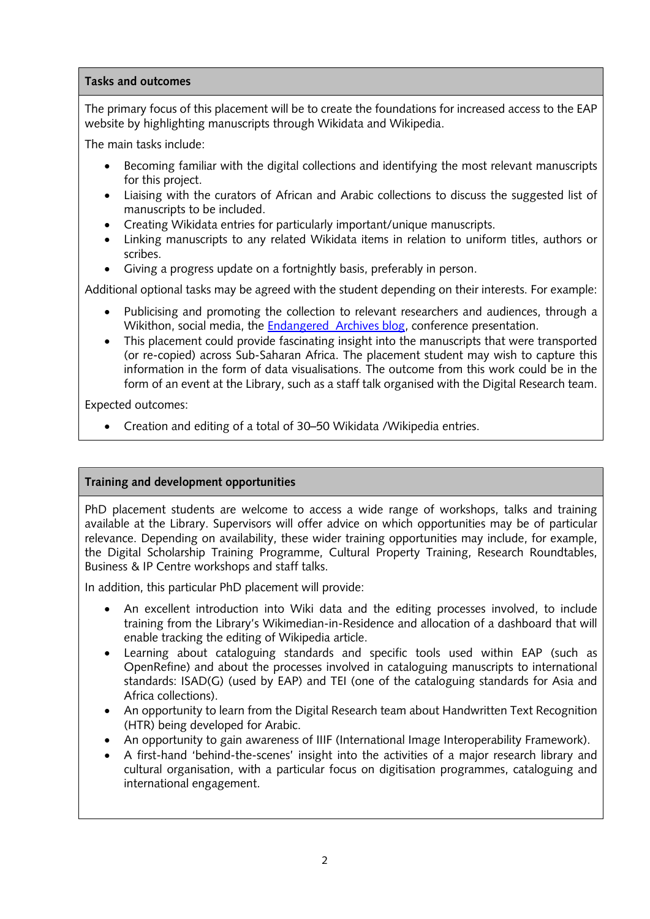## Tasks and outcomes

The primary focus of this placement will be to create the foundations for increased access to the EAP website by highlighting manuscripts through Wikidata and Wikipedia.

The main tasks include:

- Becoming familiar with the digital collections and identifying the most relevant manuscripts for this project.
- Liaising with the curators of African and Arabic collections to discuss the suggested list of manuscripts to be included.
- Creating Wikidata entries for particularly important/unique manuscripts.
- Linking manuscripts to any related Wikidata items in relation to uniform titles, authors or scribes.
- Giving a progress update on a fortnightly basis, preferably in person.

Additional optional tasks may be agreed with the student depending on their interests. For example:

- Publicising and promoting the collection to relevant researchers and audiences, through a Wikithon, social media, the Endangered Archives blog, conference presentation.
- This placement could provide fascinating insight into the manuscripts that were transported (or re-copied) across Sub-Saharan Africa. The placement student may wish to capture this information in the form of data visualisations. The outcome from this work could be in the form of an event at the Library, such as a staff talk organised with the Digital Research team.

Expected outcomes:

- Creation and editing of a total of 30–50 Wikidata /Wikipedia entries.

## Training and development opportunities

PhD placement students are welcome to access a wide range of workshops, talks and training available at the Library. Supervisors will offer advice on which opportunities may be of particular relevance. Depending on availability, these wider training opportunities may include, for example, the Digital Scholarship Training Programme, Cultural Property Training, Research Roundtables, Business & IP Centre workshops and staff talks.

In addition, this particular PhD placement will provide:

- An excellent introduction into Wiki data and the editing processes involved, to include training from the Library's Wikimedian-in-Residence and allocation of a dashboard that will enable tracking the editing of Wikipedia article.
- Learning about cataloguing standards and specific tools used within EAP (such as OpenRefine) and about the processes involved in cataloguing manuscripts to international standards: ISAD(G) (used by EAP) and TEI (one of the cataloguing standards for Asia and Africa collections).
- An opportunity to learn from the Digital Research team about Handwritten Text Recognition (HTR) being developed for Arabic.
- An opportunity to gain awareness of IIIF (International Image Interoperability Framework).
- A first-hand 'behind-the-scenes' insight into the activities of a major research library and cultural organisation, with a particular focus on digitisation programmes, cataloguing and international engagement.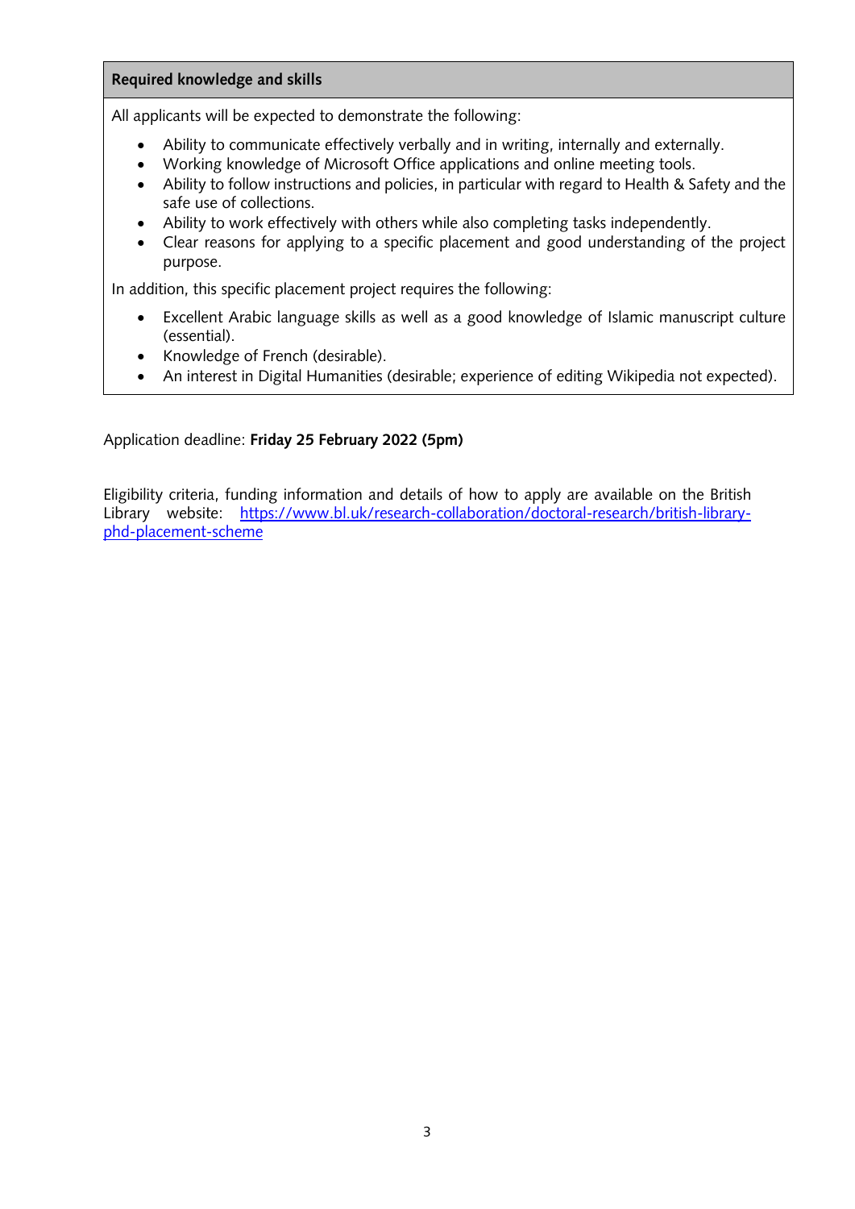**Required knowledge and skills**

All applicants will be expected to demonstrate the following:

- Ability to communicate effectively verbally and in writing, internally and externally.
- Working knowledge of Microsoft Office applications and online meeting tools.
- Ability to follow instructions and policies, in particular with regard to Health & Safety and the safe use of collections.
- Ability to work effectively with others while also completing tasks independently.
- Clear reasons for applying to a specific placement and good understanding of the project purpose.

In addition, this specific placement project requires the following:

- Excellent Arabic language skills as well as a good knowledge of Islamic manuscript culture (essential).
- Knowledge of French (desirable).
- An interest in Digital Humanities (desirable; experience of editing Wikipedia not expected).

Application deadline: **Friday 25 February 2022 (5pm)**

Eligibility criteria, funding information and details of how to apply are available on the British Library website: [https://www.bl.uk/research-collaboration/doctoral-research/british-library-phd-placement-scheme](https://www.bl.uk/research-collaboration/doctoral-research/british-library-phd-placement-scheme)